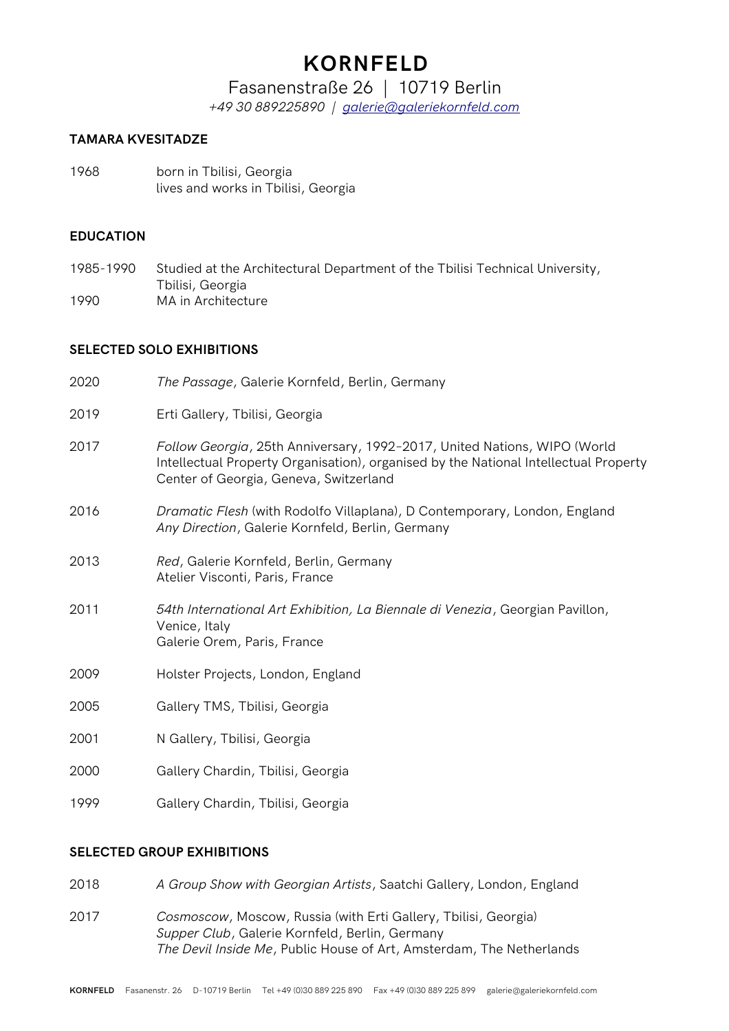# KORNFELD

Fasanenstraße 26 | 10719 Berlin

*+49 30 889225890 | galerie@galeriekornfeld.com*

**TAMARA KVESITADZE**

1968 born in Tbilisi, Georgia
lives and works in Tbilisi, Georgia

## EDUCATION

1985-1990 Studied at the Architectural Department of the Tbilisi Technical University, Tbilisi, Georgia

1990 MA in Architecture

## SELECTED SOLO EXHIBITIONS

2020 *The Passage*, Galerie Kornfeld, Berlin, Germany

2019 Erti Gallery, Tbilisi, Georgia

2017 *Follow Georgia*, 25th Anniversary, 1992–2017, United Nations, WIPO (World Intellectual Property Organisation), organised by the National Intellectual Property Center of Georgia, Geneva, Switzerland

2016 *Dramatic Flesh* (with Rodolfo Villaplana), D Contemporary, London, England
*Any Direction*, Galerie Kornfeld, Berlin, Germany

2013 *Red*, Galerie Kornfeld, Berlin, Germany
Atelier Visconti, Paris, France

2011 *54th International Art Exhibition, La Biennale di Venezia*, Georgian Pavillon, Venice, Italy
Galerie Orem, Paris, France

2009 Holster Projects, London, England

2005 Gallery TMS, Tbilisi, Georgia

2001 N Gallery, Tbilisi, Georgia

2000 Gallery Chardin, Tbilisi, Georgia

1999 Gallery Chardin, Tbilisi, Georgia

## SELECTED GROUP EXHIBITIONS

2018 *A Group Show with Georgian Artists*, Saatchi Gallery, London, England

2017 *Cosmoscow*, Moscow, Russia (with Erti Gallery, Tbilisi, Georgia)
*Supper Club*, Galerie Kornfeld, Berlin, Germany
*The Devil Inside Me*, Public House of Art, Amsterdam, The Netherlands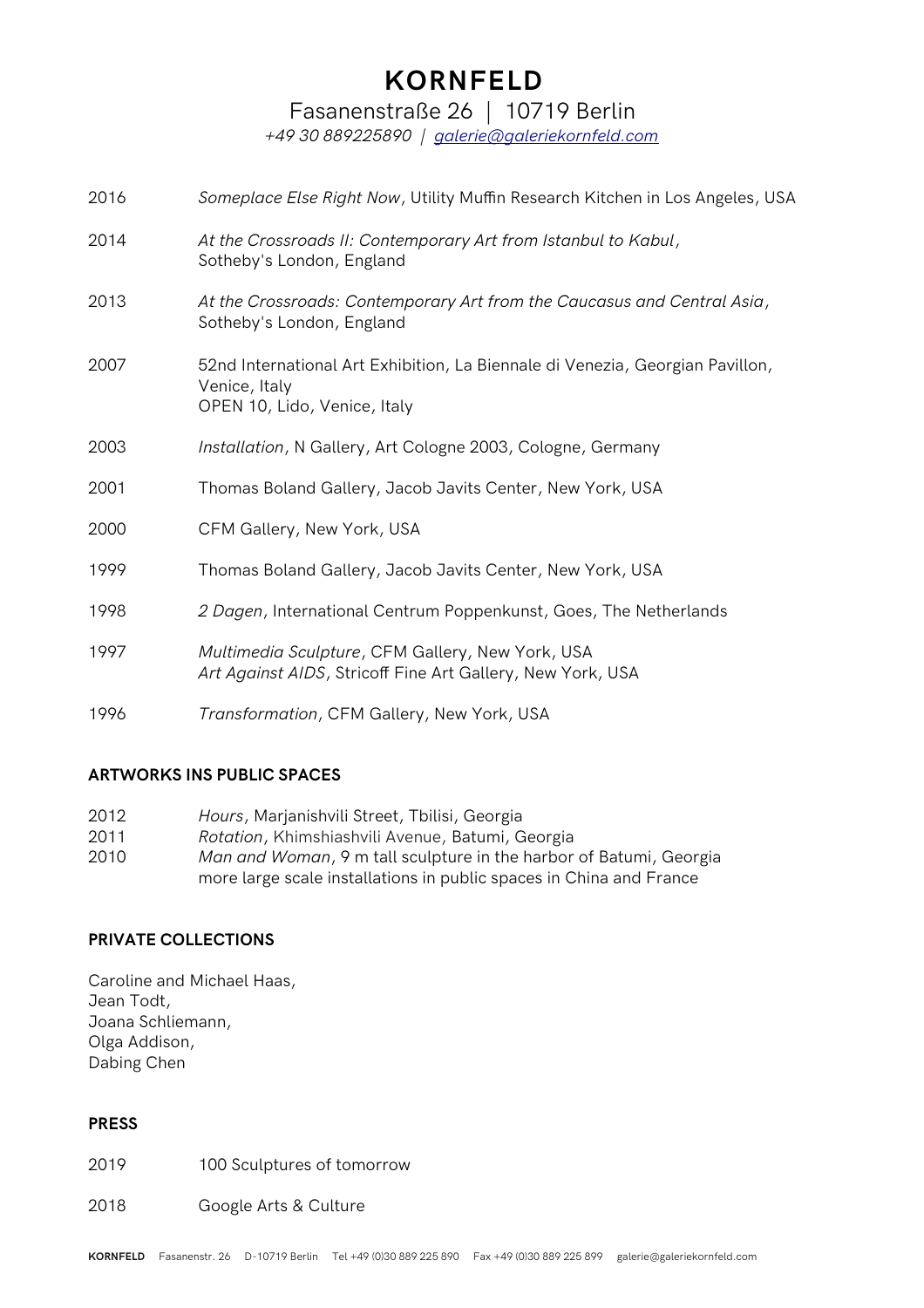# KORNFELD

Fasanenstraße 26 | 10719 Berlin

*+49 30 889225890 | galerie@galeriekornfeld.com*

2016 *Someplace Else Right Now*, Utility Muffin Research Kitchen in Los Angeles, USA

2014 *At the Crossroads II: Contemporary Art from Istanbul to Kabul*, Sotheby's London, England

2013 *At the Crossroads: Contemporary Art from the Caucasus and Central Asia*, Sotheby's London, England

2007 52nd International Art Exhibition, La Biennale di Venezia, Georgian Pavillon, Venice, Italy
OPEN 10, Lido, Venice, Italy

2003 *Installation*, N Gallery, Art Cologne 2003, Cologne, Germany

2001 Thomas Boland Gallery, Jacob Javits Center, New York, USA

2000 CFM Gallery, New York, USA

1999 Thomas Boland Gallery, Jacob Javits Center, New York, USA

1998 *2 Dagen*, International Centrum Poppenkunst, Goes, The Netherlands

1997 *Multimedia Sculpture*, CFM Gallery, New York, USA
*Art Against AIDS*, Stricoff Fine Art Gallery, New York, USA

1996 *Transformation*, CFM Gallery, New York, USA

### ARTWORKS INS PUBLIC SPACES

2012 *Hours*, Marjanishvili Street, Tbilisi, Georgia
2011 *Rotation*, Khimshiashvili Avenue, Batumi, Georgia
2010 *Man and Woman*, 9 m tall sculpture in the harbor of Batumi, Georgia
more large scale installations in public spaces in China and France

### PRIVATE COLLECTIONS

Caroline and Michael Haas,
Jean Todt,
Joana Schliemann,
Olga Addison,
Dabing Chen

### PRESS

2019 100 Sculptures of tomorrow

2018 Google Arts & Culture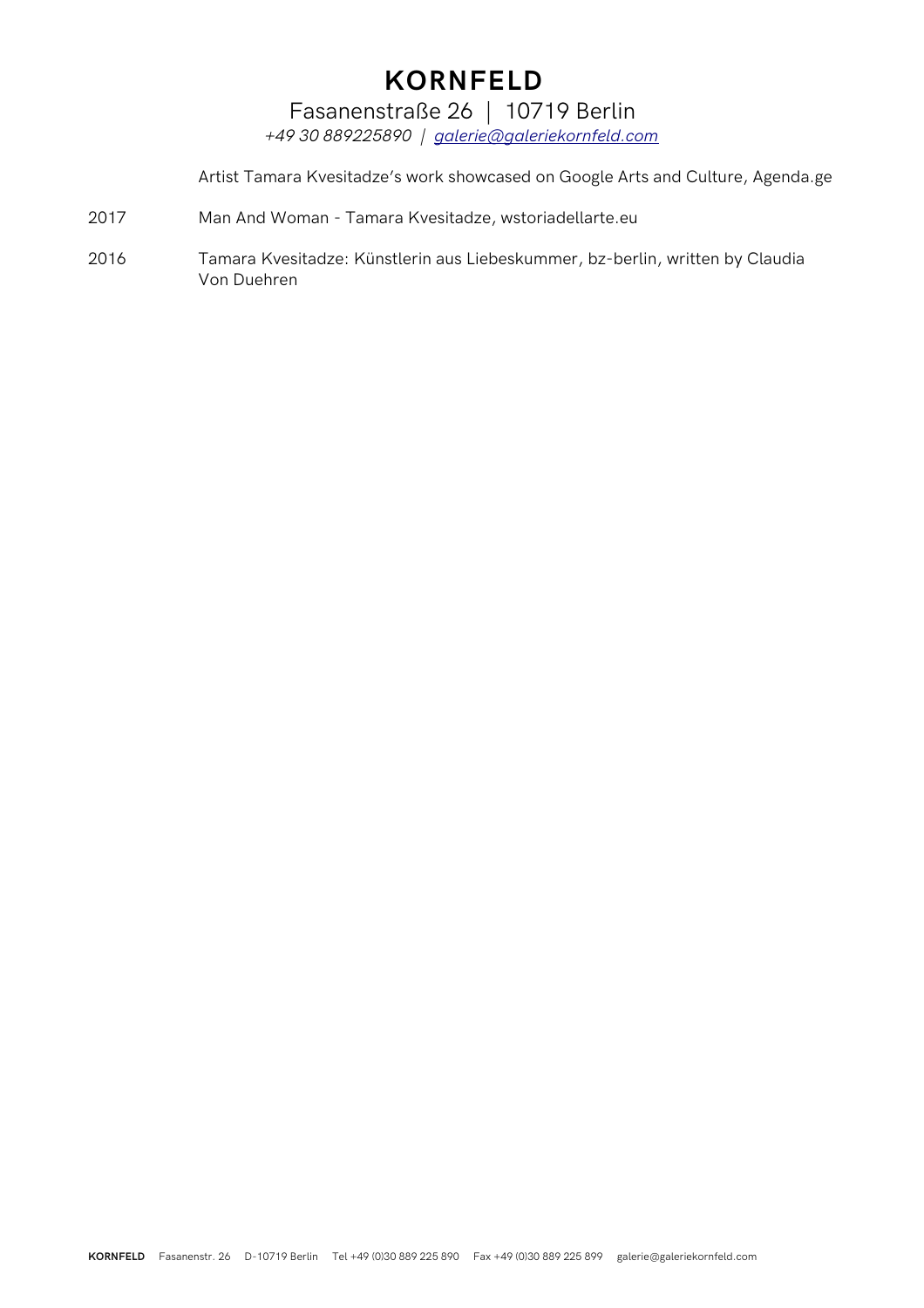# KORNFELD

Fasanenstraße 26 | 10719 Berlin

*+49 30 889225890 | galerie@galeriekornfeld.com*

| | |
|---|---|
| | Artist Tamara Kvesitadze's work showcased on Google Arts and Culture, Agenda.ge |
| 2017 | Man And Woman - Tamara Kvesitadze, wstoriadellarte.eu |
| 2016 | Tamara Kvesitadze: Künstlerin aus Liebeskummer, bz-berlin, written by Claudia Von Duehren |